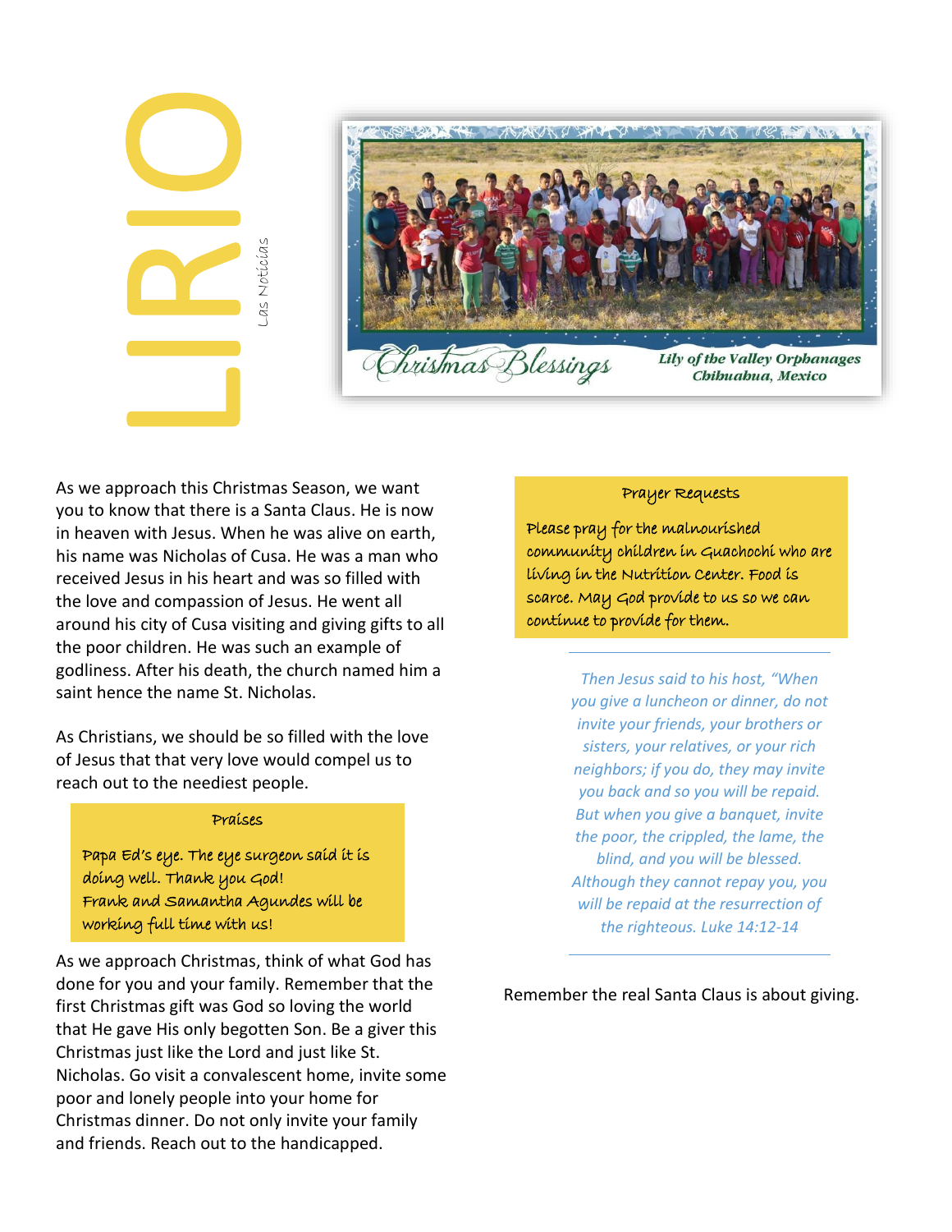# LIRIO

*Las Noticias*

Christmas Blessings

Lily of the Valley Orphanages
Chihuahua, Mexico

As we approach this Christmas Season, we want you to know that there is a Santa Claus. He is now in heaven with Jesus. When he was alive on earth, his name was Nicholas of Cusa. He was a man who received Jesus in his heart and was so filled with the love and compassion of Jesus. He went all around his city of Cusa visiting and giving gifts to all the poor children. He was such an example of godliness. After his death, the church named him a saint hence the name St. Nicholas.

As Christians, we should be so filled with the love of Jesus that that very love would compel us to reach out to the neediest people.

> **Praises**
>
> Papa Ed's eye. The eye surgeon said it is doing well. Thank you God!
> Frank and Samantha Agundes will be working full time with us!

As we approach Christmas, think of what God has done for you and your family. Remember that the first Christmas gift was God so loving the world that He gave His only begotten Son. Be a giver this Christmas just like the Lord and just like St. Nicholas. Go visit a convalescent home, invite some poor and lonely people into your home for Christmas dinner. Do not only invite your family and friends. Reach out to the handicapped.

> **Prayer Requests**
>
> Please pray for the malnourished community children in Guachochi who are living in the Nutrition Center. Food is scarce. May God provide to us so we can continue to provide for them.

---

*Then Jesus said to his host, "When you give a luncheon or dinner, do not invite your friends, your brothers or sisters, your relatives, or your rich neighbors; if you do, they may invite you back and so you will be repaid. But when you give a banquet, invite the poor, the crippled, the lame, the blind, and you will be blessed. Although they cannot repay you, you will be repaid at the resurrection of the righteous. Luke 14:12-14*

---

Remember the real Santa Claus is about giving.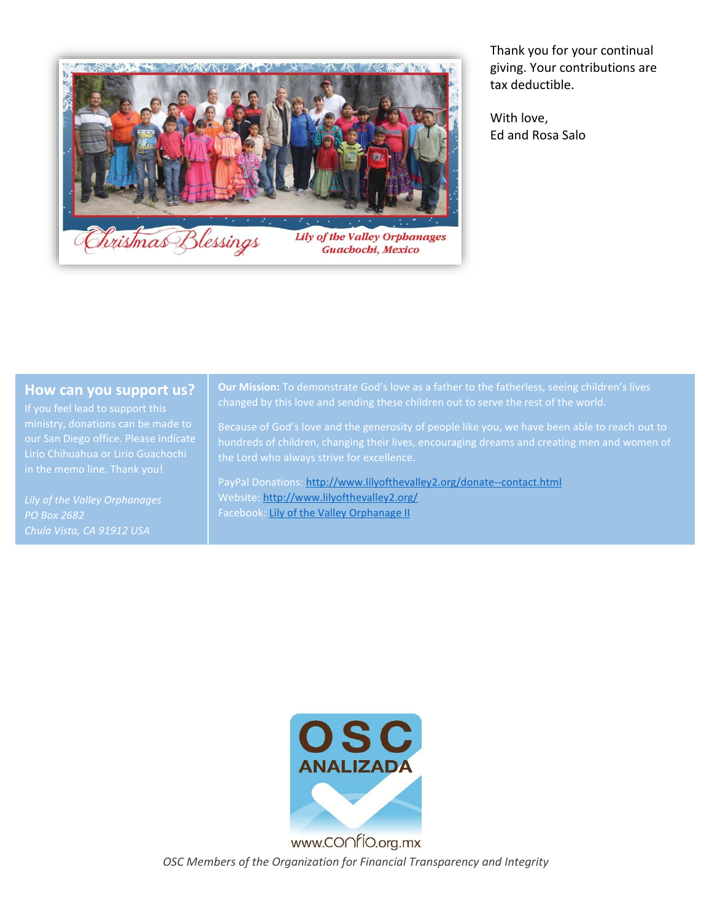Thank you for your continual giving. Your contributions are tax deductible.

With love,
Ed and Rosa Salo

## How can you support us?

If you feel lead to support this ministry, donations can be made to our San Diego office. Please indicate Lirio Chihuahua or Lirio Guachochi in the memo line. Thank you!

*Lily of the Valley Orphanages*
*PO Box 2682*
*Chula Vista, CA 91912 USA*

**Our Mission:** To demonstrate God's love as a father to the fatherless, seeing children's lives changed by this love and sending these children out to serve the rest of the world.

Because of God's love and the generosity of people like you, we have been able to reach out to hundreds of children, changing their lives, encouraging dreams and creating men and women of the Lord who always strive for excellence.

PayPal Donations: [http://www.lilyofthevalley2.org/donate--contact.html](http://www.lilyofthevalley2.org/donate--contact.html)
Website: [http://www.lilyofthevalley2.org/](http://www.lilyofthevalley2.org/)
Facebook: Lily of the Valley Orphanage II

*OSC Members of the Organization for Financial Transparency and Integrity*